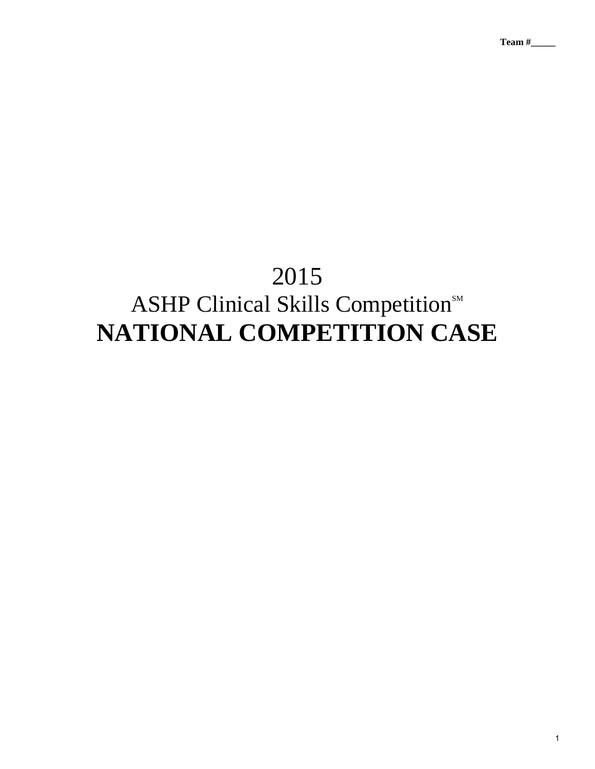Team #_____

# 2015

## ASHP Clinical Skills Competition[SM]

# NATIONAL COMPETITION CASE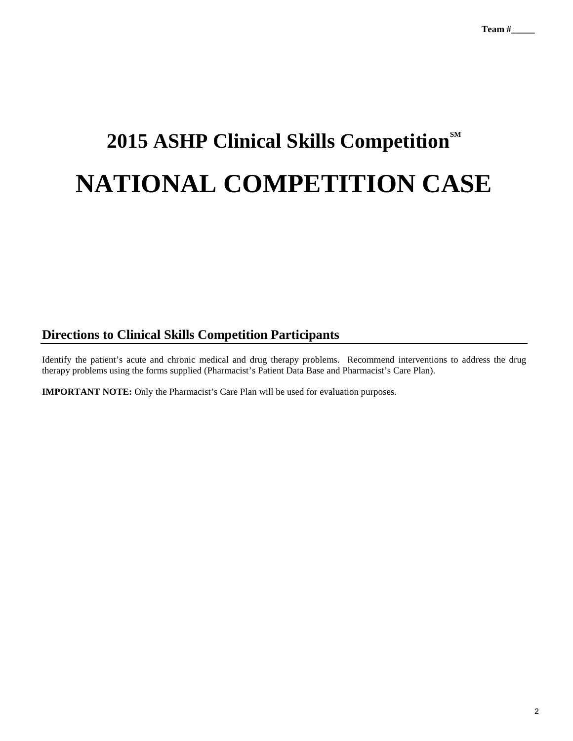Team #_____

# 2015 ASHP Clinical Skills Competition[SM]

# NATIONAL COMPETITION CASE

## Directions to Clinical Skills Competition Participants

Identify the patient's acute and chronic medical and drug therapy problems. Recommend interventions to address the drug therapy problems using the forms supplied (Pharmacist's Patient Data Base and Pharmacist's Care Plan).

**IMPORTANT NOTE:** Only the Pharmacist's Care Plan will be used for evaluation purposes.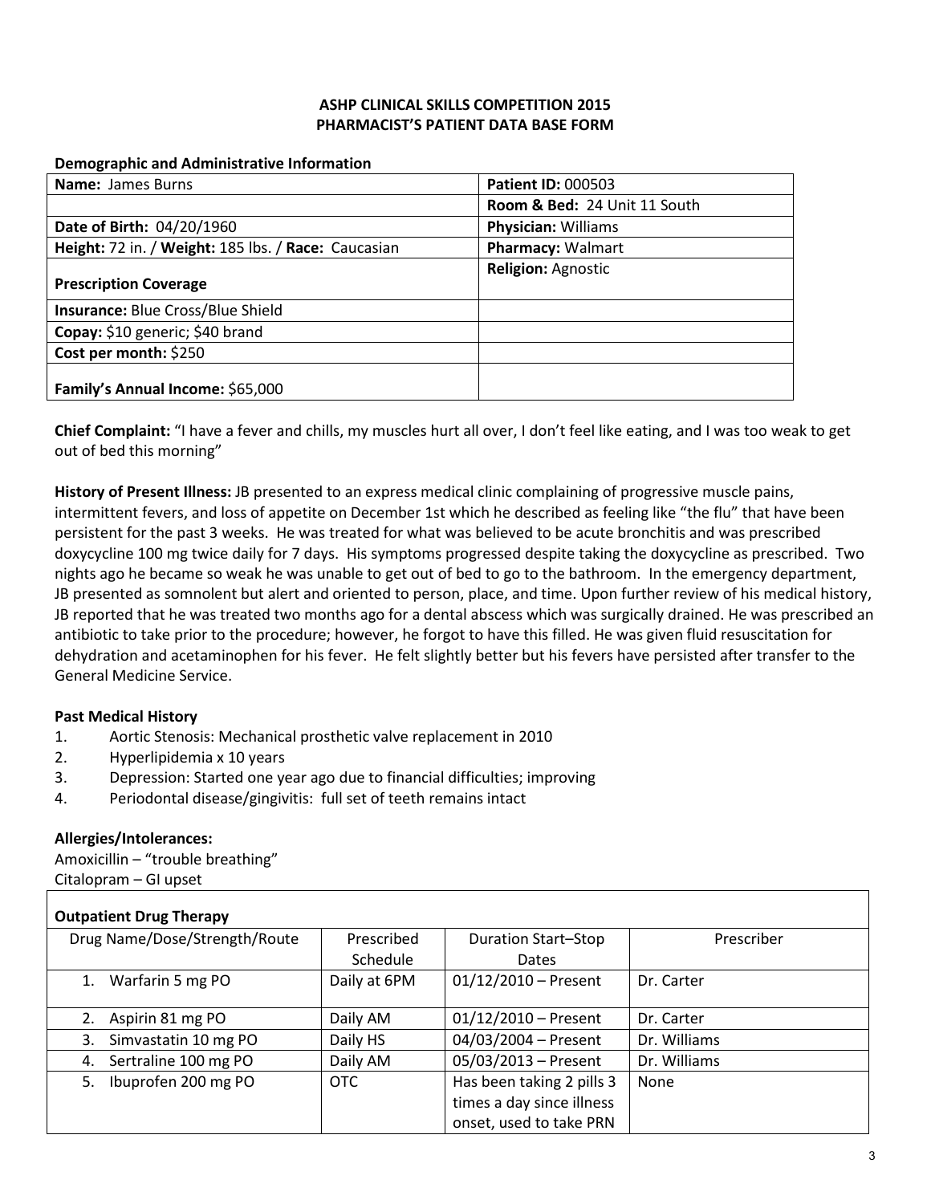# ASHP CLINICAL SKILLS COMPETITION 2015
# PHARMACIST'S PATIENT DATA BASE FORM

**Demographic and Administrative Information**

| **Name:** James Burns | **Patient ID:** 000503 |
|---|---|
| | **Room & Bed:** 24 Unit 11 South |
| **Date of Birth:** 04/20/1960 | **Physician:** Williams |
| **Height:** 72 in. / **Weight:** 185 lbs. / **Race:** Caucasian | **Pharmacy:** Walmart |
| **Prescription Coverage** | **Religion:** Agnostic |
| **Insurance:** Blue Cross/Blue Shield | |
| **Copay:** $10 generic; $40 brand | |
| **Cost per month:** $250 | |
| **Family's Annual Income:** $65,000 | |

**Chief Complaint:** "I have a fever and chills, my muscles hurt all over, I don't feel like eating, and I was too weak to get out of bed this morning"

**History of Present Illness:** JB presented to an express medical clinic complaining of progressive muscle pains, intermittent fevers, and loss of appetite on December 1st which he described as feeling like "the flu" that have been persistent for the past 3 weeks. He was treated for what was believed to be acute bronchitis and was prescribed doxycycline 100 mg twice daily for 7 days. His symptoms progressed despite taking the doxycycline as prescribed. Two nights ago he became so weak he was unable to get out of bed to go to the bathroom. In the emergency department, JB presented as somnolent but alert and oriented to person, place, and time. Upon further review of his medical history, JB reported that he was treated two months ago for a dental abscess which was surgically drained. He was prescribed an antibiotic to take prior to the procedure; however, he forgot to have this filled. He was given fluid resuscitation for dehydration and acetaminophen for his fever. He felt slightly better but his fevers have persisted after transfer to the General Medicine Service.

**Past Medical History**

1. Aortic Stenosis: Mechanical prosthetic valve replacement in 2010
2. Hyperlipidemia x 10 years
3. Depression: Started one year ago due to financial difficulties; improving
4. Periodontal disease/gingivitis: full set of teeth remains intact

**Allergies/Intolerances:**
Amoxicillin – "trouble breathing"
Citalopram – GI upset

**Outpatient Drug Therapy**

| Drug Name/Dose/Strength/Route | Prescribed Schedule | Duration Start–Stop Dates | Prescriber |
|---|---|---|---|
| 1. Warfarin 5 mg PO | Daily at 6PM | 01/12/2010 – Present | Dr. Carter |
| 2. Aspirin 81 mg PO | Daily AM | 01/12/2010 – Present | Dr. Carter |
| 3. Simvastatin 10 mg PO | Daily HS | 04/03/2004 – Present | Dr. Williams |
| 4. Sertraline 100 mg PO | Daily AM | 05/03/2013 – Present | Dr. Williams |
| 5. Ibuprofen 200 mg PO | OTC | Has been taking 2 pills 3 times a day since illness onset, used to take PRN | None |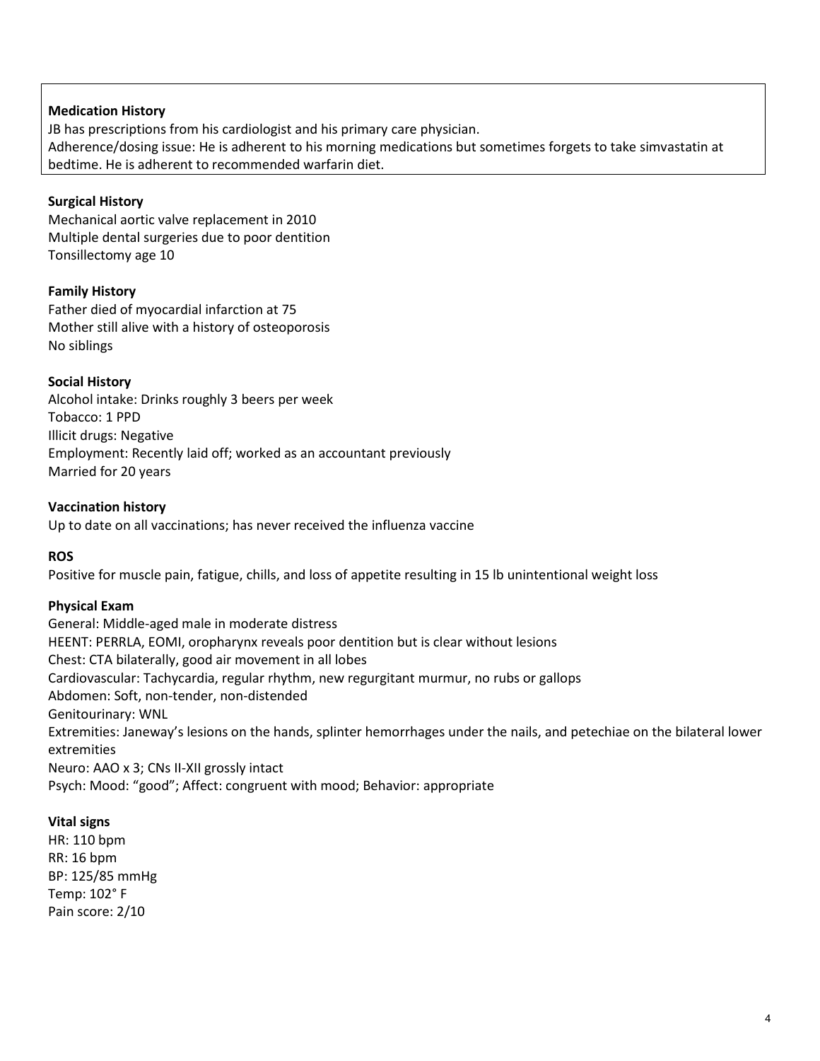**Medication History**

JB has prescriptions from his cardiologist and his primary care physician.
Adherence/dosing issue: He is adherent to his morning medications but sometimes forgets to take simvastatin at bedtime. He is adherent to recommended warfarin diet.

**Surgical History**

Mechanical aortic valve replacement in 2010
Multiple dental surgeries due to poor dentition
Tonsillectomy age 10

**Family History**

Father died of myocardial infarction at 75
Mother still alive with a history of osteoporosis
No siblings

**Social History**

Alcohol intake: Drinks roughly 3 beers per week
Tobacco: 1 PPD
Illicit drugs: Negative
Employment: Recently laid off; worked as an accountant previously
Married for 20 years

**Vaccination history**

Up to date on all vaccinations; has never received the influenza vaccine

**ROS**

Positive for muscle pain, fatigue, chills, and loss of appetite resulting in 15 lb unintentional weight loss

**Physical Exam**

General: Middle-aged male in moderate distress
HEENT: PERRLA, EOMI, oropharynx reveals poor dentition but is clear without lesions
Chest: CTA bilaterally, good air movement in all lobes
Cardiovascular: Tachycardia, regular rhythm, new regurgitant murmur, no rubs or gallops
Abdomen: Soft, non-tender, non-distended
Genitourinary: WNL
Extremities: Janeway's lesions on the hands, splinter hemorrhages under the nails, and petechiae on the bilateral lower extremities
Neuro: AAO x 3; CNs II-XII grossly intact
Psych: Mood: "good"; Affect: congruent with mood; Behavior: appropriate

**Vital signs**

HR: 110 bpm
RR: 16 bpm
BP: 125/85 mmHg
Temp: 102° F
Pain score: 2/10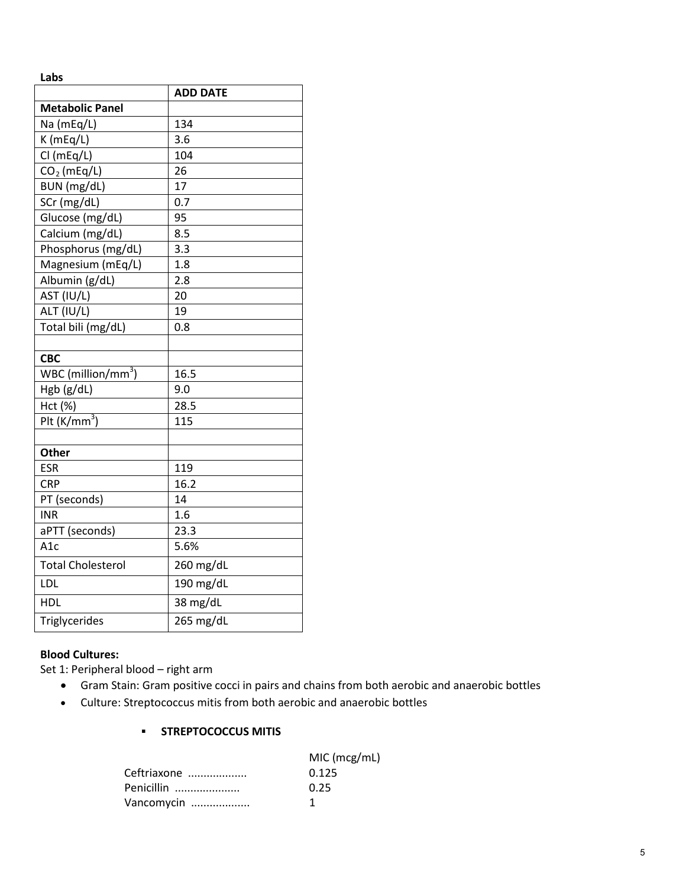**Labs**

| | ADD DATE |
|---|---|
| **Metabolic Panel** | |
| Na (mEq/L) | 134 |
| K (mEq/L) | 3.6 |
| Cl (mEq/L) | 104 |
| $CO_2$ (mEq/L) | 26 |
| BUN (mg/dL) | 17 |
| SCr (mg/dL) | 0.7 |
| Glucose (mg/dL) | 95 |
| Calcium (mg/dL) | 8.5 |
| Phosphorus (mg/dL) | 3.3 |
| Magnesium (mEq/L) | 1.8 |
| Albumin (g/dL) | 2.8 |
| AST (IU/L) | 20 |
| ALT (IU/L) | 19 |
| Total bili (mg/dL) | 0.8 |
| | |
| **CBC** | |
| WBC (million/$mm^3$) | 16.5 |
| Hgb (g/dL) | 9.0 |
| Hct (%) | 28.5 |
| Plt (K/$mm^3$) | 115 |
| | |
| **Other** | |
| ESR | 119 |
| CRP | 16.2 |
| PT (seconds) | 14 |
| INR | 1.6 |
| aPTT (seconds) | 23.3 |
| A1c | 5.6% |
| Total Cholesterol | 260 mg/dL |
| LDL | 190 mg/dL |
| HDL | 38 mg/dL |
| Triglycerides | 265 mg/dL |

**Blood Cultures:**

Set 1: Peripheral blood – right arm

- Gram Stain: Gram positive cocci in pairs and chains from both aerobic and anaerobic bottles
- Culture: Streptococcus mitis from both aerobic and anaerobic bottles
  - **STREPTOCOCCUS MITIS**

| | MIC (mcg/mL) |
|---|---|
| Ceftriaxone .................. | 0.125 |
| Penicillin .................... | 0.25 |
| Vancomycin .................. | 1 |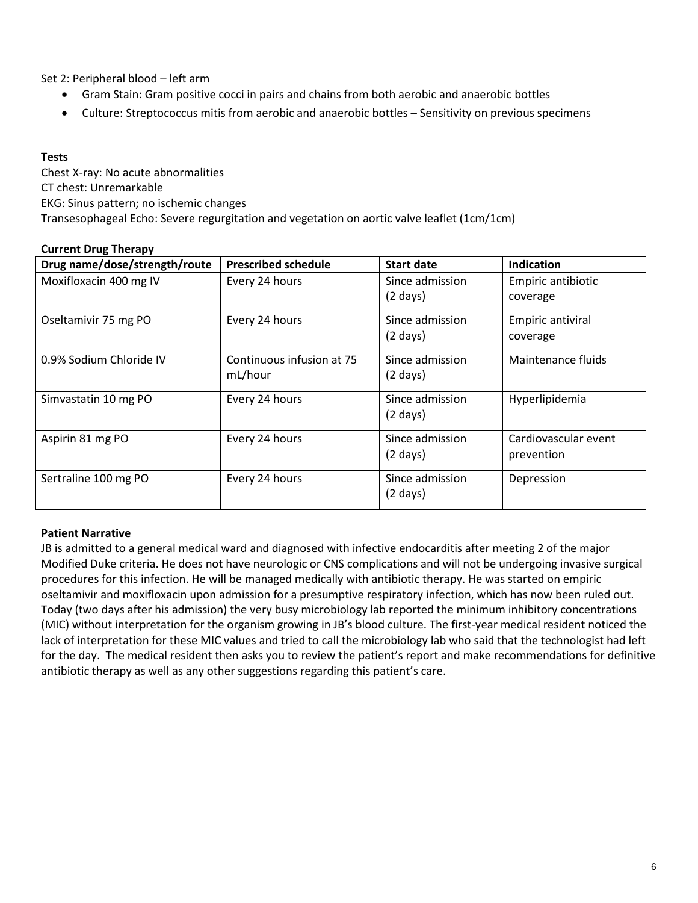Set 2: Peripheral blood – left arm

- Gram Stain: Gram positive cocci in pairs and chains from both aerobic and anaerobic bottles
- Culture: Streptococcus mitis from aerobic and anaerobic bottles – Sensitivity on previous specimens

**Tests**

Chest X-ray: No acute abnormalities
CT chest: Unremarkable
EKG: Sinus pattern; no ischemic changes
Transesophageal Echo: Severe regurgitation and vegetation on aortic valve leaflet (1cm/1cm)

**Current Drug Therapy**

| Drug name/dose/strength/route | Prescribed schedule | Start date | Indication |
|---|---|---|---|
| Moxifloxacin 400 mg IV | Every 24 hours | Since admission (2 days) | Empiric antibiotic coverage |
| Oseltamivir 75 mg PO | Every 24 hours | Since admission (2 days) | Empiric antiviral coverage |
| 0.9% Sodium Chloride IV | Continuous infusion at 75 mL/hour | Since admission (2 days) | Maintenance fluids |
| Simvastatin 10 mg PO | Every 24 hours | Since admission (2 days) | Hyperlipidemia |
| Aspirin 81 mg PO | Every 24 hours | Since admission (2 days) | Cardiovascular event prevention |
| Sertraline 100 mg PO | Every 24 hours | Since admission (2 days) | Depression |

**Patient Narrative**

JB is admitted to a general medical ward and diagnosed with infective endocarditis after meeting 2 of the major Modified Duke criteria. He does not have neurologic or CNS complications and will not be undergoing invasive surgical procedures for this infection. He will be managed medically with antibiotic therapy. He was started on empiric oseltamivir and moxifloxacin upon admission for a presumptive respiratory infection, which has now been ruled out. Today (two days after his admission) the very busy microbiology lab reported the minimum inhibitory concentrations (MIC) without interpretation for the organism growing in JB's blood culture. The first-year medical resident noticed the lack of interpretation for these MIC values and tried to call the microbiology lab who said that the technologist had left for the day. The medical resident then asks you to review the patient's report and make recommendations for definitive antibiotic therapy as well as any other suggestions regarding this patient's care.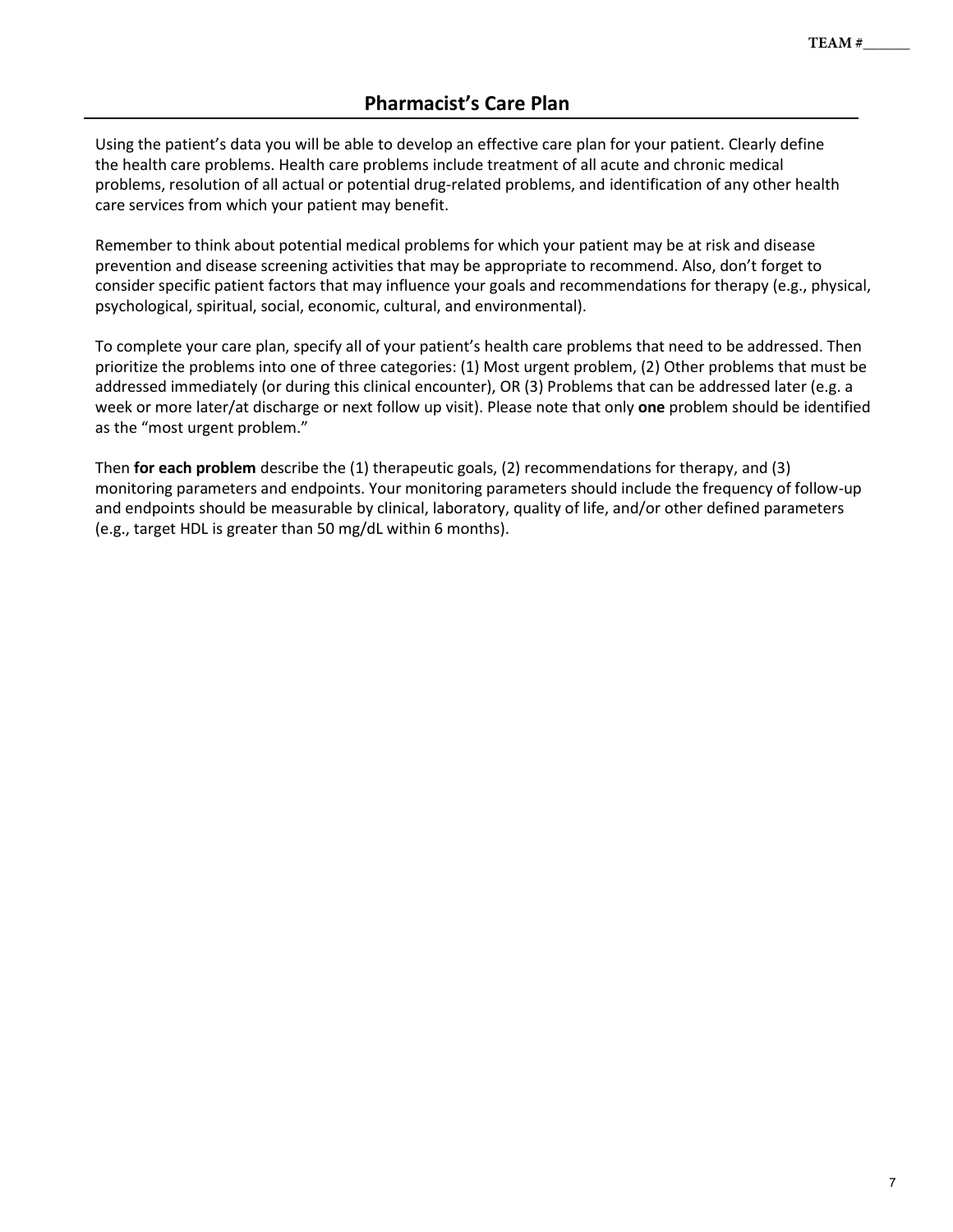TEAM #______

## Pharmacist's Care Plan

Using the patient's data you will be able to develop an effective care plan for your patient. Clearly define the health care problems. Health care problems include treatment of all acute and chronic medical problems, resolution of all actual or potential drug-related problems, and identification of any other health care services from which your patient may benefit.

Remember to think about potential medical problems for which your patient may be at risk and disease prevention and disease screening activities that may be appropriate to recommend. Also, don't forget to consider specific patient factors that may influence your goals and recommendations for therapy (e.g., physical, psychological, spiritual, social, economic, cultural, and environmental).

To complete your care plan, specify all of your patient's health care problems that need to be addressed. Then prioritize the problems into one of three categories: (1) Most urgent problem, (2) Other problems that must be addressed immediately (or during this clinical encounter), OR (3) Problems that can be addressed later (e.g. a week or more later/at discharge or next follow up visit). Please note that only **one** problem should be identified as the "most urgent problem."

Then **for each problem** describe the (1) therapeutic goals, (2) recommendations for therapy, and (3) monitoring parameters and endpoints. Your monitoring parameters should include the frequency of follow-up and endpoints should be measurable by clinical, laboratory, quality of life, and/or other defined parameters (e.g., target HDL is greater than 50 mg/dL within 6 months).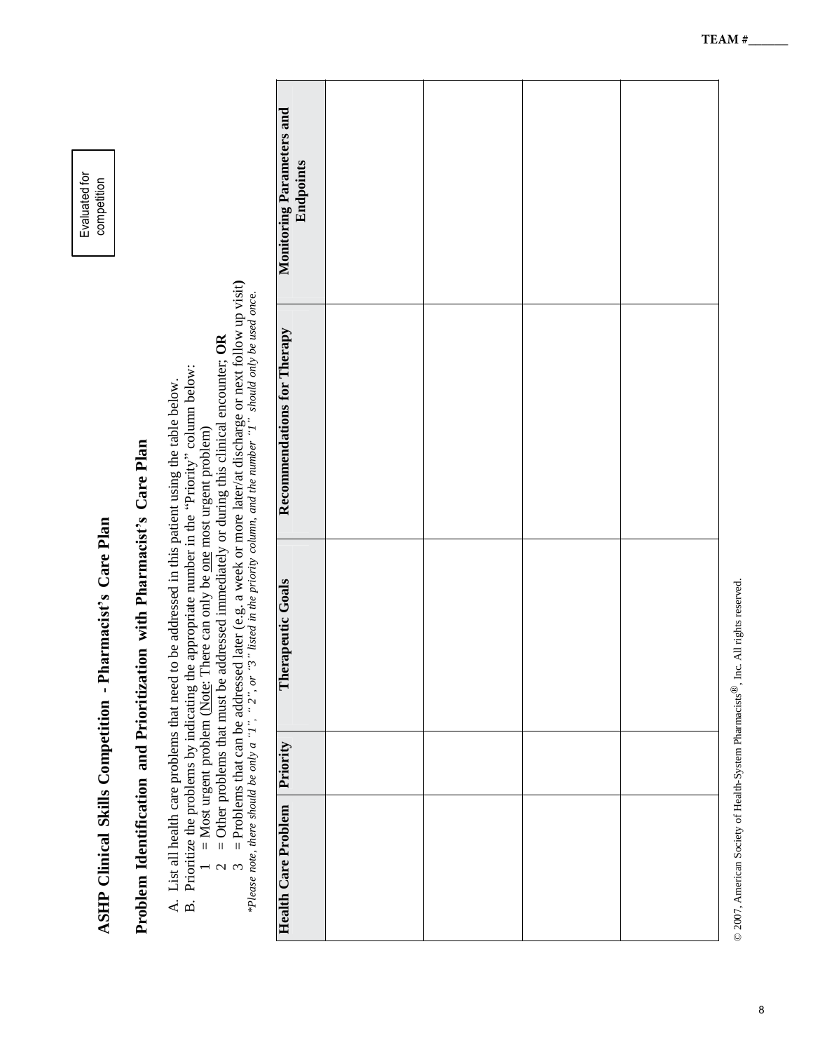TEAM #______

Evaluated for competition

# ASHP Clinical Skills Competition - Pharmacist's Care Plan

## Problem Identification and Prioritization with Pharmacist's Care Plan

A. List all health care problems that need to be addressed in this patient using the table below.

B. Prioritize the problems by indicating the appropriate number in the "Priority" column below:

1 = Most urgent problem (Note: There can only be one most urgent problem)

2 = Other problems that must be addressed immediately or during this clinical encounter; **OR**

3 = Problems that can be addressed later (e.g. a week or more later/at discharge or next follow up visit)

*\*Please note, there should be only a "1", "2", or "3" listed in the priority column, and the number "1" should only be used once.*

| Health Care Problem | Priority | Therapeutic Goals | Recommendations for Therapy | Monitoring Parameters and Endpoints |
|---|---|---|---|---|
| | | | | |
| | | | | |
| | | | | |
| | | | | |

© 2007, American Society of Health-System Pharmacists®, Inc. All rights reserved.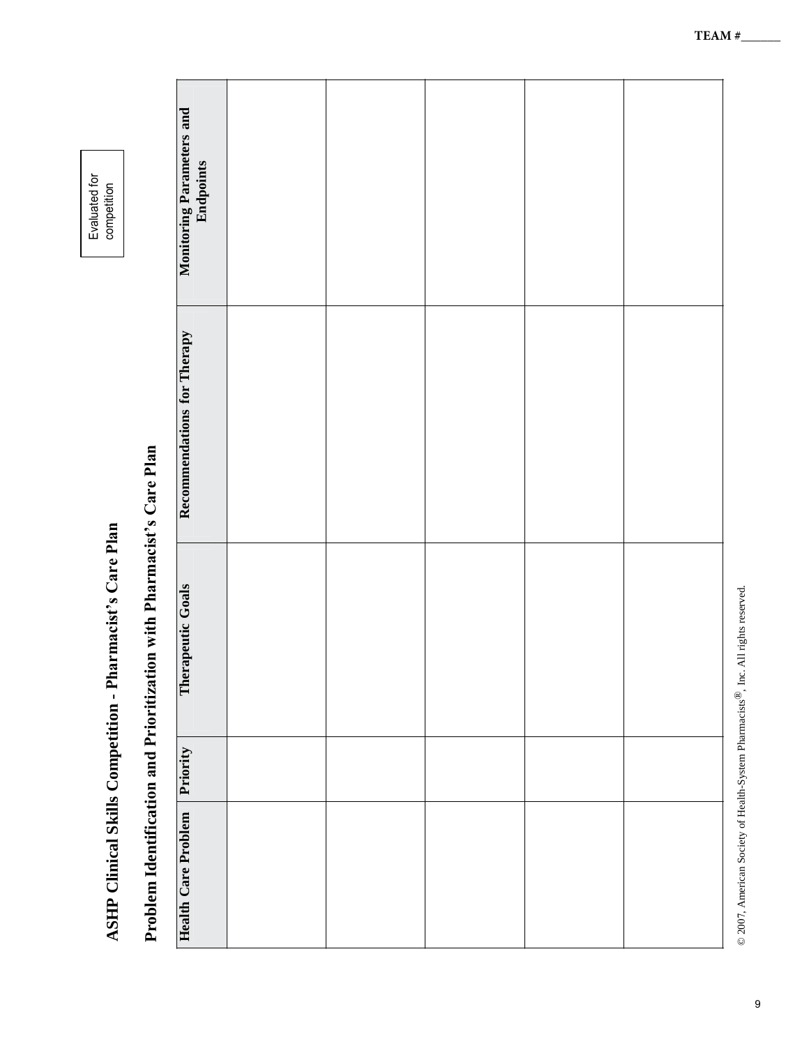TEAM #______

# ASHP Clinical Skills Competition - Pharmacist's Care Plan

## Problem Identification and Prioritization with Pharmacist's Care Plan

Evaluated for competition

| Health Care Problem | Priority | Therapeutic Goals | Recommendations for Therapy | Monitoring Parameters and Endpoints |
|---|---|---|---|---|
| | | | | |
| | | | | |
| | | | | |
| | | | | |
| | | | | |

© 2007, American Society of Health-System Pharmacists®, Inc. All rights reserved.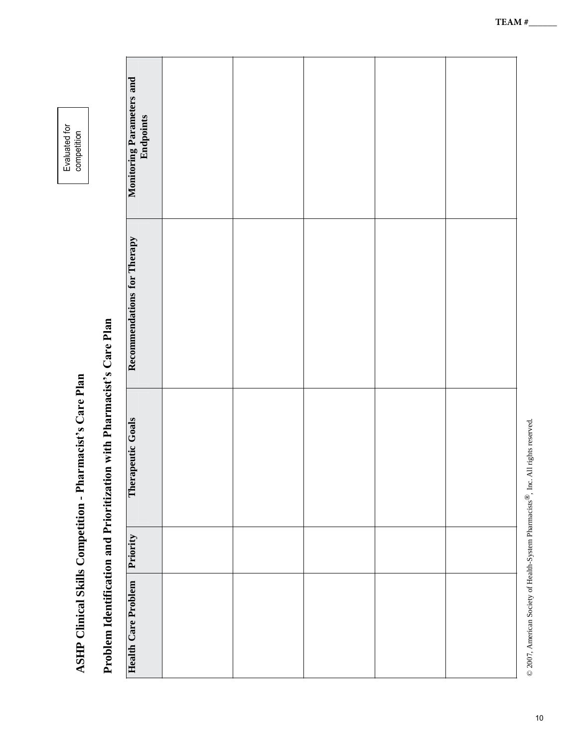TEAM #______

# ASHP Clinical Skills Competition - Pharmacist's Care Plan

## Problem Identification and Prioritization with Pharmacist's Care Plan

Evaluated for competition

| Health Care Problem | Priority | Therapeutic Goals | Recommendations for Therapy | Monitoring Parameters and Endpoints |
|---|---|---|---|---|
| | | | | |
| | | | | |
| | | | | |
| | | | | |
| | | | | |

© 2007, American Society of Health-System Pharmacists®, Inc. All rights reserved.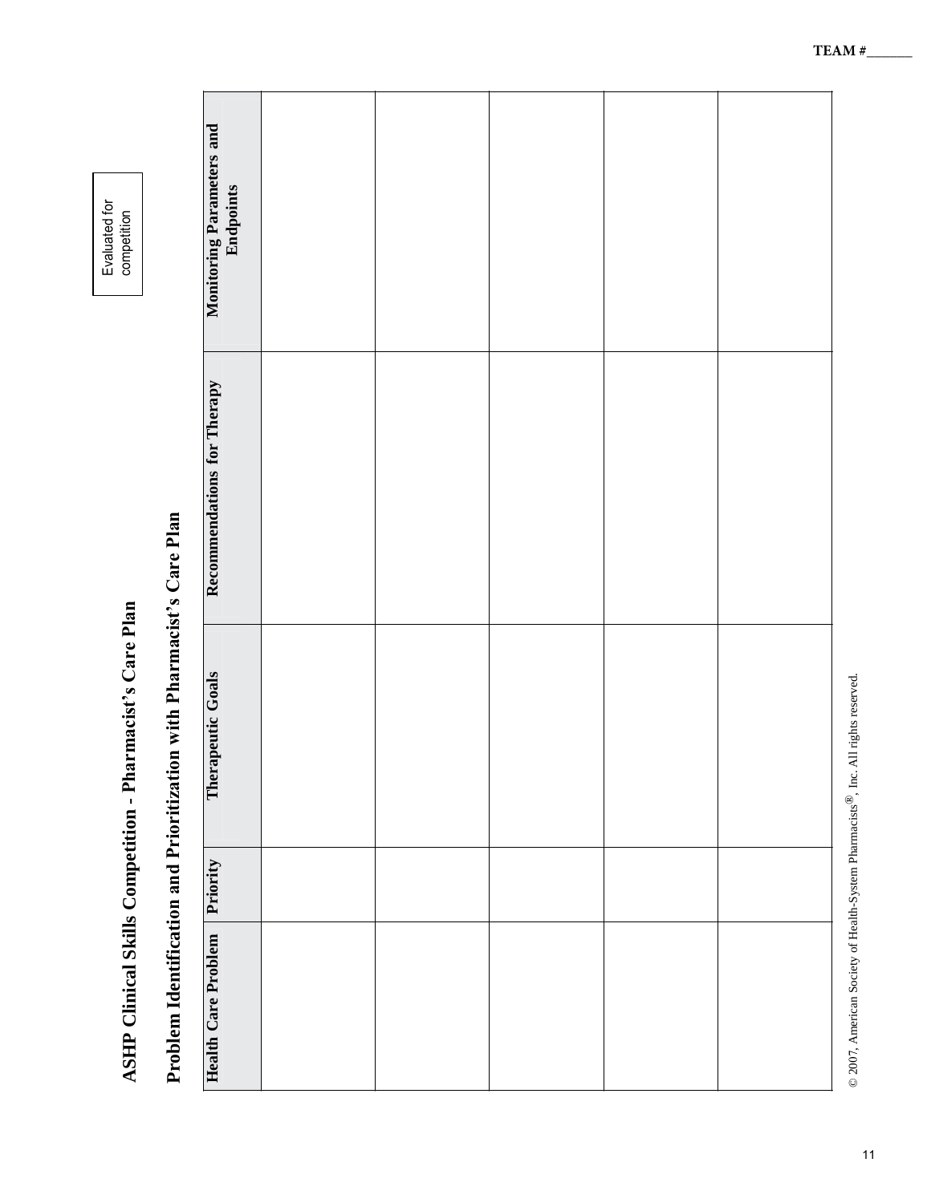TEAM #______

# ASHP Clinical Skills Competition - Pharmacist's Care Plan

## Problem Identification and Prioritization with Pharmacist's Care Plan

Evaluated for competition

| Health Care Problem | Priority | Therapeutic Goals | Recommendations for Therapy | Monitoring Parameters and Endpoints |
|---|---|---|---|---|
| | | | | |
| | | | | |
| | | | | |
| | | | | |
| | | | | |

© 2007, American Society of Health-System Pharmacists®, Inc. All rights reserved.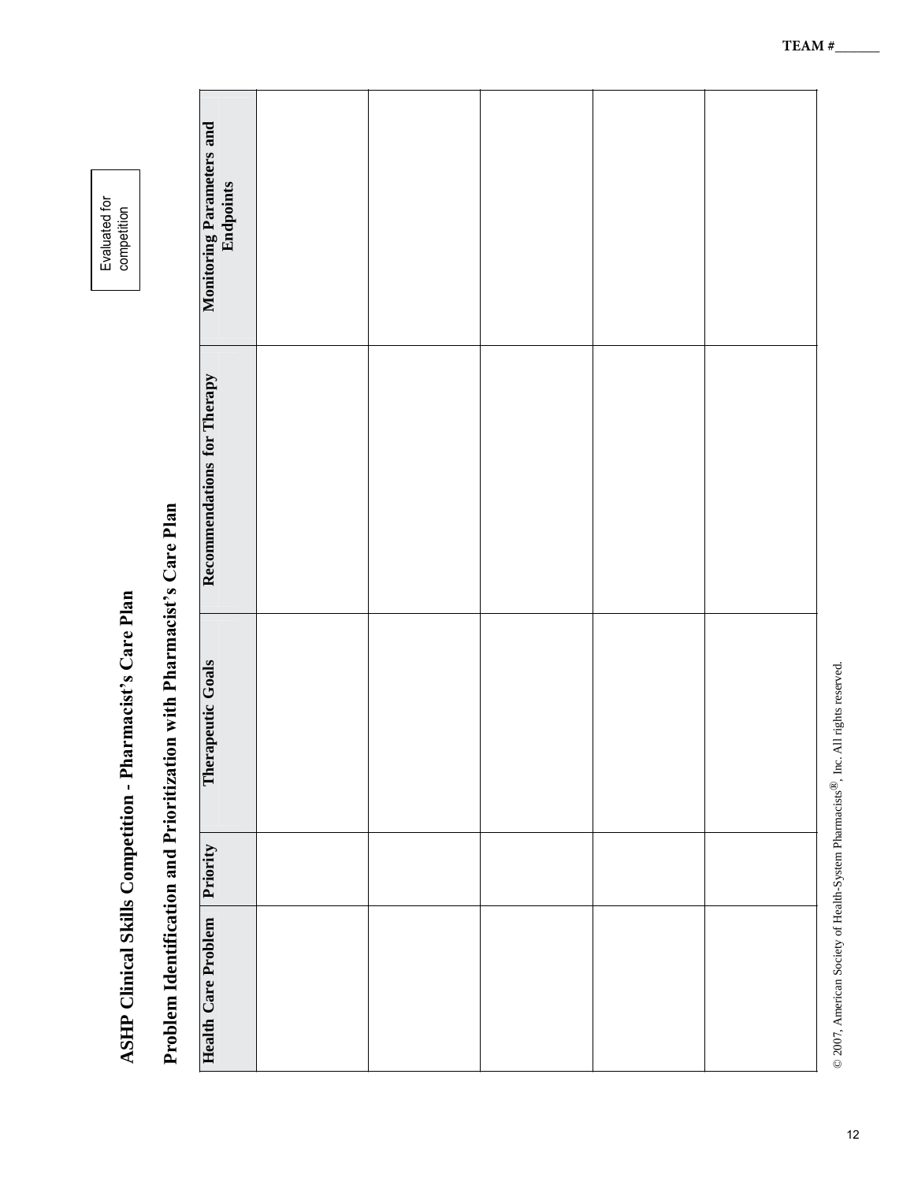TEAM #______

# ASHP Clinical Skills Competition - Pharmacist's Care Plan

Evaluated for competition

## Problem Identification and Prioritization with Pharmacist's Care Plan

| Health Care Problem | Priority | Therapeutic Goals | Recommendations for Therapy | Monitoring Parameters and Endpoints |
|---|---|---|---|---|
| | | | | |
| | | | | |
| | | | | |
| | | | | |
| | | | | |

© 2007, American Society of Health-System Pharmacists®, Inc. All rights reserved.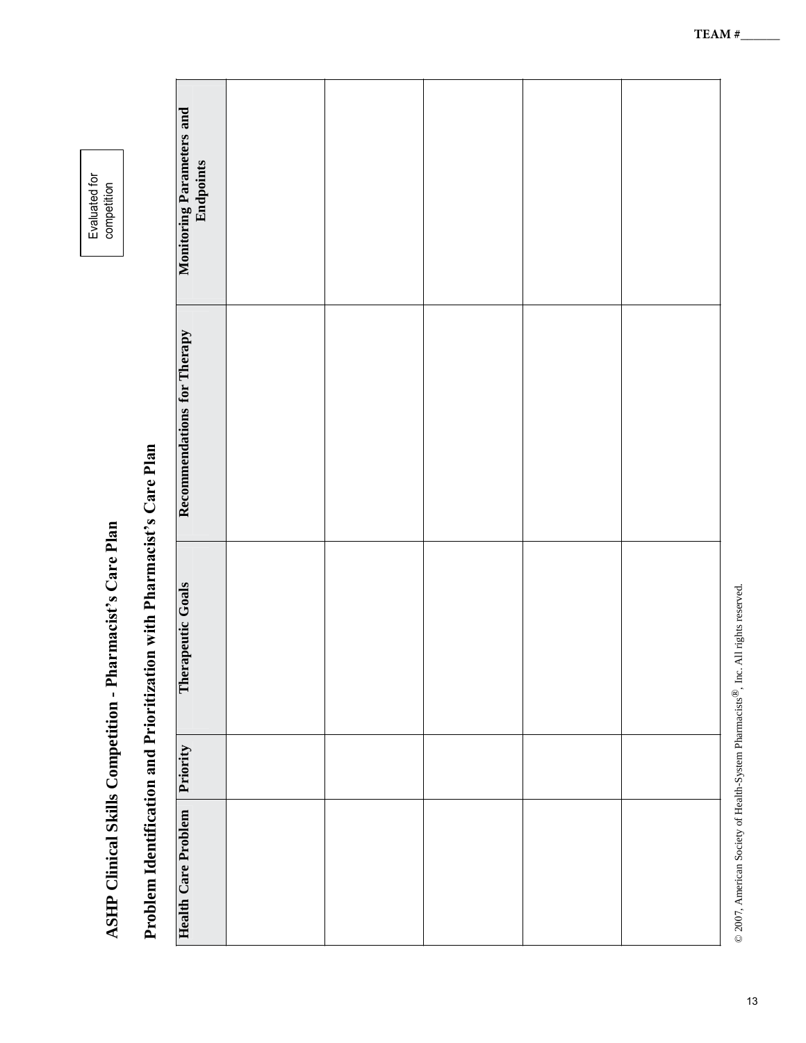TEAM #______

Evaluated for competition

# ASHP Clinical Skills Competition - Pharmacist's Care Plan

## Problem Identification and Prioritization with Pharmacist's Care Plan

| Health Care Problem | Priority | Therapeutic Goals | Recommendations for Therapy | Monitoring Parameters and Endpoints |
|---|---|---|---|---|
| | | | | |
| | | | | |
| | | | | |
| | | | | |
| | | | | |

© 2007, American Society of Health-System Pharmacists®, Inc. All rights reserved.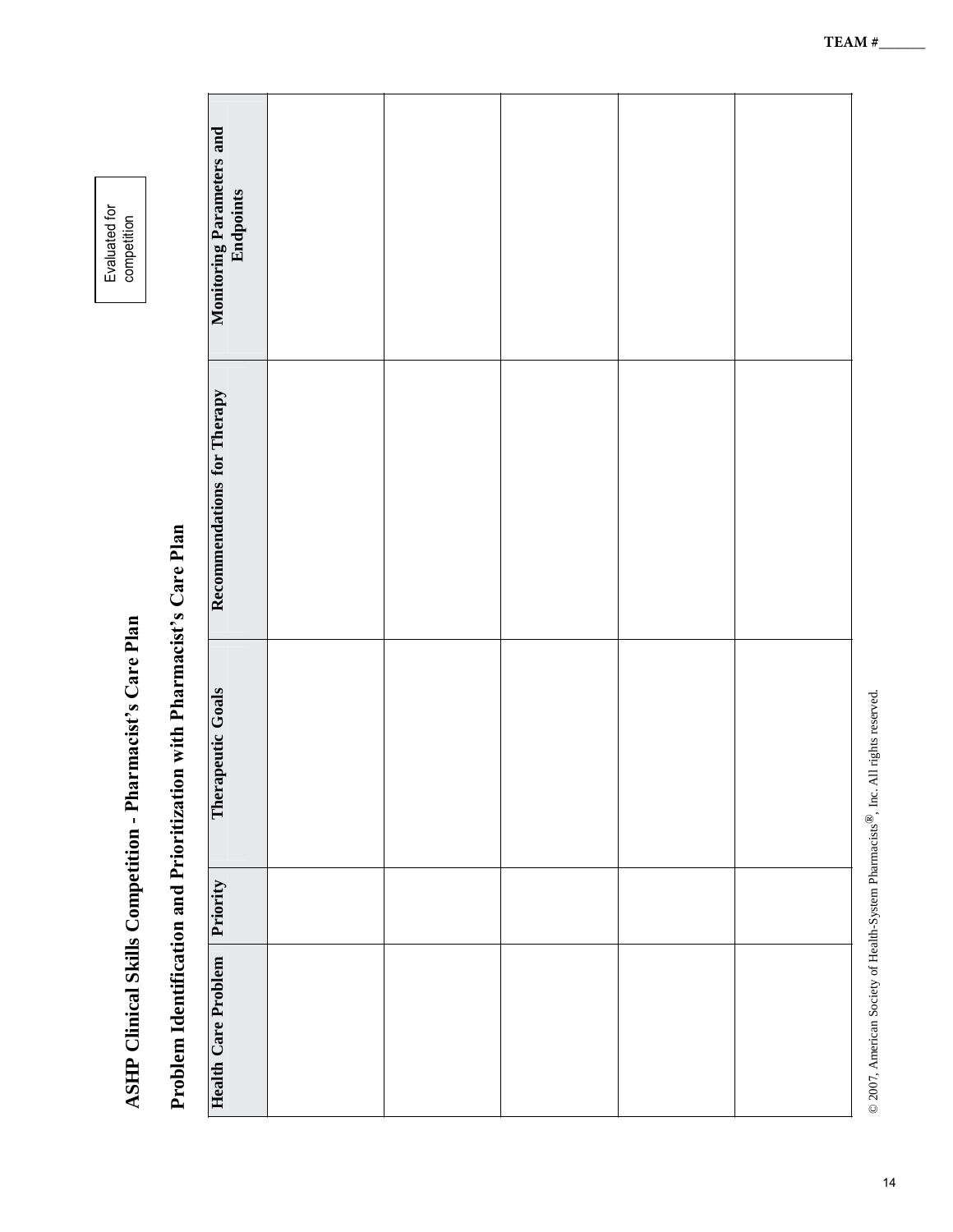TEAM #_______

# ASHP Clinical Skills Competition - Pharmacist's Care Plan

## Problem Identification and Prioritization with Pharmacist's Care Plan

Evaluated for competition

| Health Care Problem | Priority | Therapeutic Goals | Recommendations for Therapy | Monitoring Parameters and Endpoints |
|---|---|---|---|---|
| | | | | |
| | | | | |
| | | | | |
| | | | | |
| | | | | |

© 2007, American Society of Health-System Pharmacists®, Inc. All rights reserved.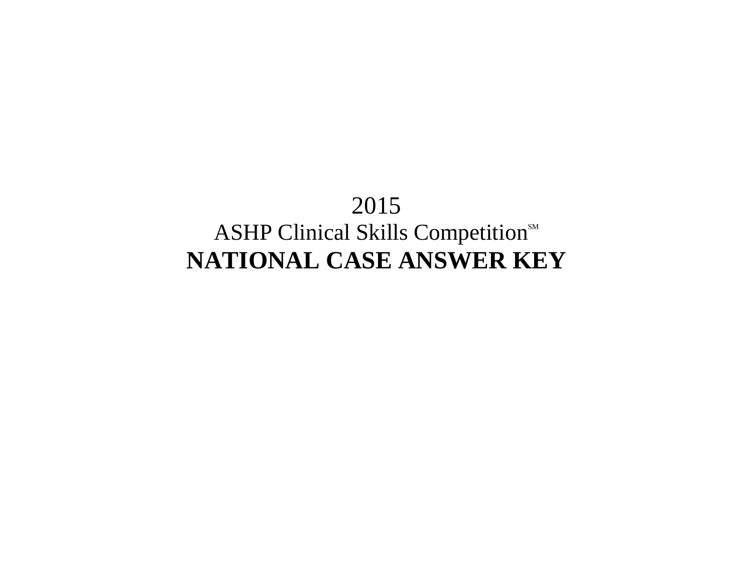2015

ASHP Clinical Skills Competition[SM]

**NATIONAL CASE ANSWER KEY**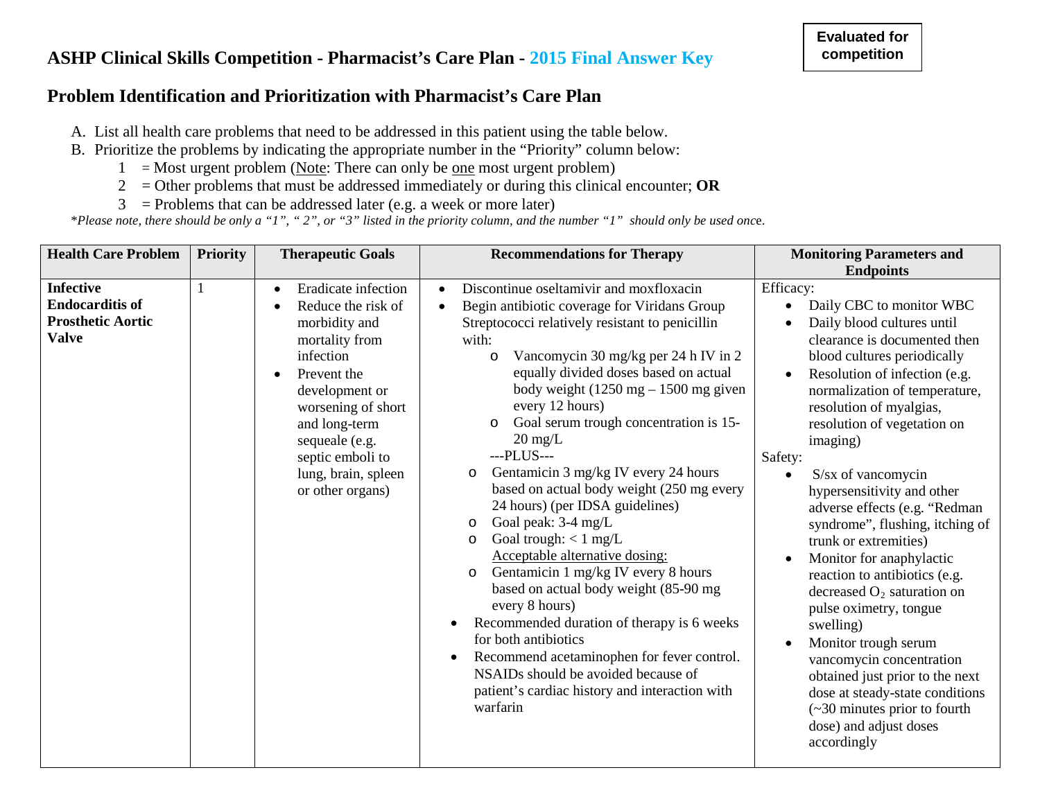# ASHP Clinical Skills Competition - Pharmacist's Care Plan - 2015 Final Answer Key

**Evaluated for competition**

## Problem Identification and Prioritization with Pharmacist's Care Plan

A. List all health care problems that need to be addressed in this patient using the table below.
B. Prioritize the problems by indicating the appropriate number in the "Priority" column below:
    1 = Most urgent problem (Note: There can only be one most urgent problem)
    2 = Other problems that must be addressed immediately or during this clinical encounter; **OR**
    3 = Problems that can be addressed later (e.g. a week or more later)

*\*Please note, there should be only a "1", " 2", or "3" listed in the priority column, and the number "1" should only be used once.*

| Health Care Problem | Priority | Therapeutic Goals | Recommendations for Therapy | Monitoring Parameters and Endpoints |
|---|---|---|---|---|
| **Infective Endocarditis of Prosthetic Aortic Valve** | 1 | • Eradicate infection<br>• Reduce the risk of morbidity and mortality from infection<br>• Prevent the development or worsening of short and long-term sequeale (e.g. septic emboli to lung, brain, spleen or other organs) | • Discontinue oseltamivir and moxfloxacin<br>• Begin antibiotic coverage for Viridans Group Streptococci relatively resistant to penicillin with:<br>&nbsp;&nbsp;o Vancomycin 30 mg/kg per 24 h IV in 2 equally divided doses based on actual body weight (1250 mg – 1500 mg given every 12 hours)<br>&nbsp;&nbsp;o Goal serum trough concentration is 15-20 mg/L<br>---PLUS---<br>o Gentamicin 3 mg/kg IV every 24 hours based on actual body weight (250 mg every 24 hours) (per IDSA guidelines)<br>o Goal peak: 3-4 mg/L<br>o Goal trough: < 1 mg/L<br><u>Acceptable alternative dosing:</u><br>o Gentamicin 1 mg/kg IV every 8 hours based on actual body weight (85-90 mg every 8 hours)<br>• Recommended duration of therapy is 6 weeks for both antibiotics<br>• Recommend acetaminophen for fever control. NSAIDs should be avoided because of patient's cardiac history and interaction with warfarin | Efficacy:<br>• Daily CBC to monitor WBC<br>• Daily blood cultures until clearance is documented then blood cultures periodically<br>• Resolution of infection (e.g. normalization of temperature, resolution of myalgias, resolution of vegetation on imaging)<br>Safety:<br>• S/sx of vancomycin hypersensitivity and other adverse effects (e.g. "Redman syndrome", flushing, itching of trunk or extremities)<br>• Monitor for anaphylactic reaction to antibiotics (e.g. decreased $O_2$ saturation on pulse oximetry, tongue swelling)<br>• Monitor trough serum vancomycin concentration obtained just prior to the next dose at steady-state conditions (~30 minutes prior to fourth dose) and adjust doses accordingly |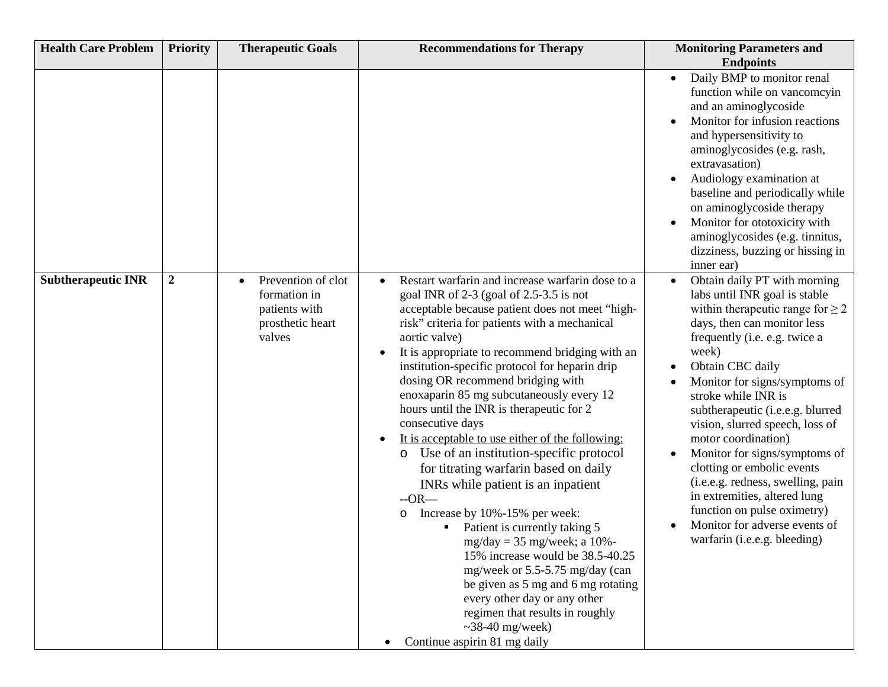| Health Care Problem | Priority | Therapeutic Goals | Recommendations for Therapy | Monitoring Parameters and Endpoints |
|---|---|---|---|---|
| | | | | • Daily BMP to monitor renal function while on vancomcyin and an aminoglycoside<br>• Monitor for infusion reactions and hypersensitivity to aminoglycosides (e.g. rash, extravasation)<br>• Audiology examination at baseline and periodically while on aminoglycoside therapy<br>• Monitor for ototoxicity with aminoglycosides (e.g. tinnitus, dizziness, buzzing or hissing in inner ear) |
| **Subtherapeutic INR** | **2** | • Prevention of clot formation in patients with prosthetic heart valves | • Restart warfarin and increase warfarin dose to a goal INR of 2-3 (goal of 2.5-3.5 is not acceptable because patient does not meet "high-risk" criteria for patients with a mechanical aortic valve)<br>• It is appropriate to recommend bridging with an institution-specific protocol for heparin drip dosing OR recommend bridging with enoxaparin 85 mg subcutaneously every 12 hours until the INR is therapeutic for 2 consecutive days<br>• It is acceptable to use either of the following:<br>&nbsp;&nbsp;o Use of an institution-specific protocol for titrating warfarin based on daily INRs while patient is an inpatient<br>&nbsp;&nbsp;--OR—<br>&nbsp;&nbsp;o Increase by 10%-15% per week:<br>&nbsp;&nbsp;&nbsp;&nbsp;▪ Patient is currently taking 5 mg/day = 35 mg/week; a 10%-15% increase would be 38.5-40.25 mg/week or 5.5-5.75 mg/day (can be given as 5 mg and 6 mg rotating every other day or any other regimen that results in roughly ~38-40 mg/week)<br>• Continue aspirin 81 mg daily | • Obtain daily PT with morning labs until INR goal is stable within therapeutic range for ≥ 2 days, then can monitor less frequently (i.e. e.g. twice a week)<br>• Obtain CBC daily<br>• Monitor for signs/symptoms of stroke while INR is subtherapeutic (i.e.e.g. blurred vision, slurred speech, loss of motor coordination)<br>• Monitor for signs/symptoms of clotting or embolic events (i.e.e.g. redness, swelling, pain in extremities, altered lung function on pulse oximetry)<br>• Monitor for adverse events of warfarin (i.e.e.g. bleeding) |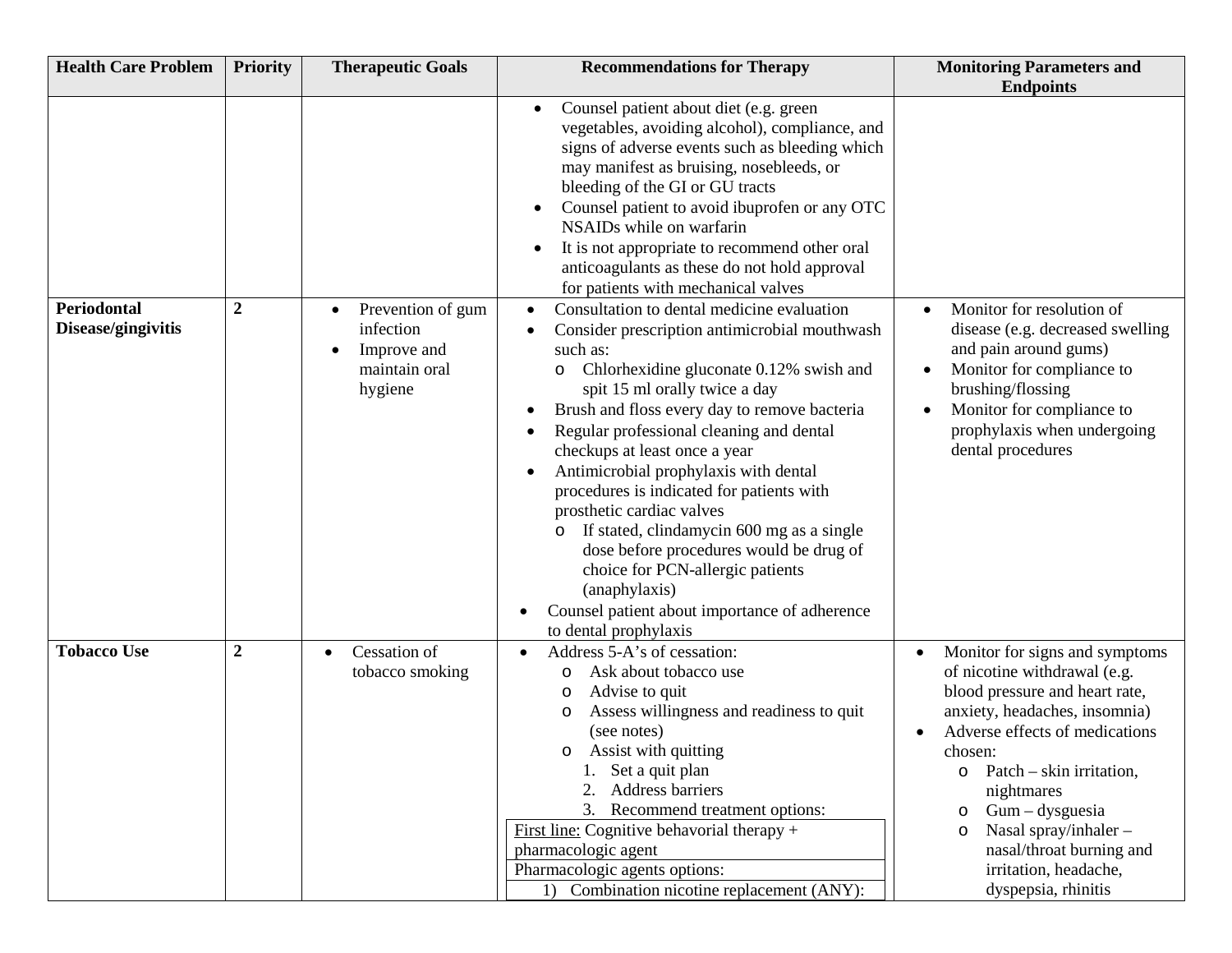| Health Care Problem | Priority | Therapeutic Goals | Recommendations for Therapy | Monitoring Parameters and Endpoints |
|---|---|---|---|---|
| | | | • Counsel patient about diet (e.g. green vegetables, avoiding alcohol), compliance, and signs of adverse events such as bleeding which may manifest as bruising, nosebleeds, or bleeding of the GI or GU tracts<br>• Counsel patient to avoid ibuprofen or any OTC NSAIDs while on warfarin<br>• It is not appropriate to recommend other oral anticoagulants as these do not hold approval for patients with mechanical valves | |
| **Periodontal Disease/gingivitis** | **2** | • Prevention of gum infection<br>• Improve and maintain oral hygiene | • Consultation to dental medicine evaluation<br>• Consider prescription antimicrobial mouthwash such as:<br>  o Chlorhexidine gluconate 0.12% swish and spit 15 ml orally twice a day<br>• Brush and floss every day to remove bacteria<br>• Regular professional cleaning and dental checkups at least once a year<br>• Antimicrobial prophylaxis with dental procedures is indicated for patients with prosthetic cardiac valves<br>  o If stated, clindamycin 600 mg as a single dose before procedures would be drug of choice for PCN-allergic patients (anaphylaxis)<br>• Counsel patient about importance of adherence to dental prophylaxis | • Monitor for resolution of disease (e.g. decreased swelling and pain around gums)<br>• Monitor for compliance to brushing/flossing<br>• Monitor for compliance to prophylaxis when undergoing dental procedures |
| **Tobacco Use** | **2** | • Cessation of tobacco smoking | • Address 5-A's of cessation:<br>  o Ask about tobacco use<br>  o Advise to quit<br>  o Assess willingness and readiness to quit (see notes)<br>  o Assist with quitting<br>    1. Set a quit plan<br>    2. Address barriers<br>    3. Recommend treatment options:<br>First line: Cognitive behavioral therapy + pharmacologic agent<br>Pharmacologic agents options:<br>  1) Combination nicotine replacement (ANY): | • Monitor for signs and symptoms of nicotine withdrawal (e.g. blood pressure and heart rate, anxiety, headaches, insomnia)<br>• Adverse effects of medications chosen:<br>  o Patch – skin irritation, nightmares<br>  o Gum – dysguesia<br>  o Nasal spray/inhaler – nasal/throat burning and irritation, headache, dyspepsia, rhinitis |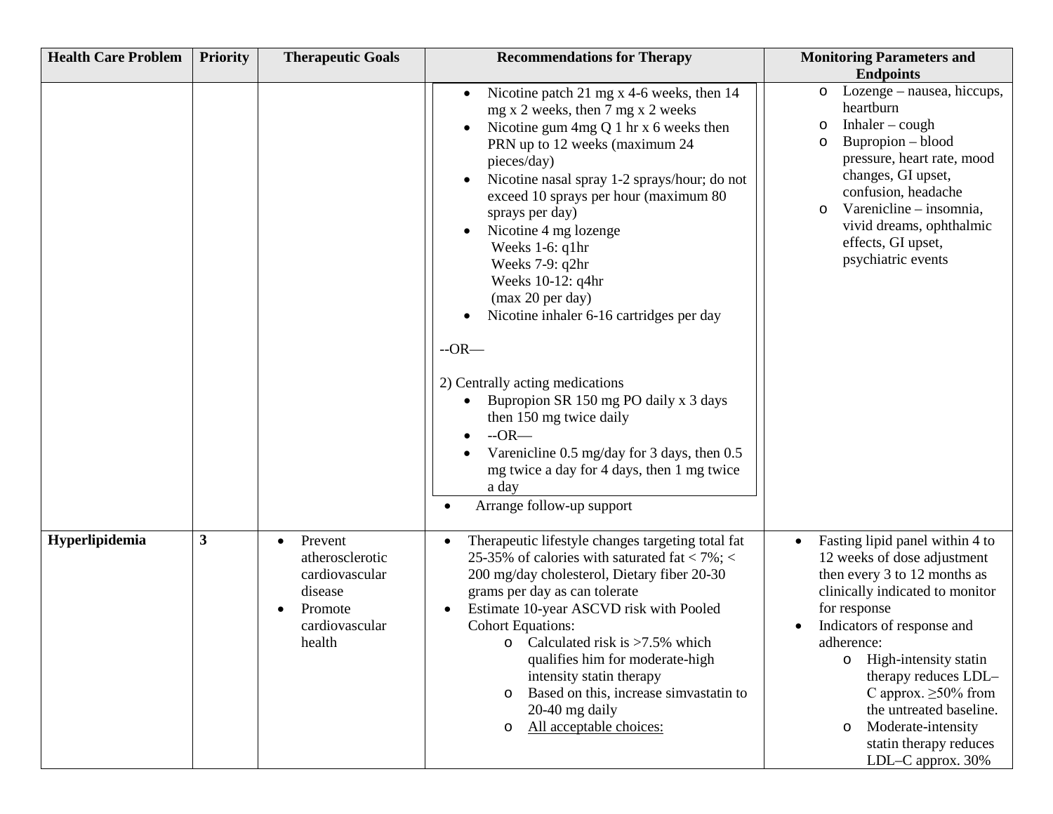| Health Care Problem | Priority | Therapeutic Goals | Recommendations for Therapy | Monitoring Parameters and Endpoints |
|---|---|---|---|---|
| | | | • Nicotine patch 21 mg x 4-6 weeks, then 14 mg x 2 weeks, then 7 mg x 2 weeks<br>• Nicotine gum 4mg Q 1 hr x 6 weeks then PRN up to 12 weeks (maximum 24 pieces/day)<br>• Nicotine nasal spray 1-2 sprays/hour; do not exceed 10 sprays per hour (maximum 80 sprays per day)<br>• Nicotine 4 mg lozenge<br>Weeks 1-6: q1hr<br>Weeks 7-9: q2hr<br>Weeks 10-12: q4hr<br>(max 20 per day)<br>• Nicotine inhaler 6-16 cartridges per day<br><br>--OR—<br><br>2) Centrally acting medications<br>• Bupropion SR 150 mg PO daily x 3 days then 150 mg twice daily<br>• --OR—<br>• Varenicline 0.5 mg/day for 3 days, then 0.5 mg twice a day for 4 days, then 1 mg twice a day<br>• Arrange follow-up support | o Lozenge – nausea, hiccups, heartburn<br>o Inhaler – cough<br>o Bupropion – blood pressure, heart rate, mood changes, GI upset, confusion, headache<br>o Varenicline – insomnia, vivid dreams, ophthalmic effects, GI upset, psychiatric events |
| **Hyperlipidemia** | **3** | • Prevent atherosclerotic cardiovascular disease<br>• Promote cardiovascular health | • Therapeutic lifestyle changes targeting total fat 25-35% of calories with saturated fat < 7%; < 200 mg/day cholesterol, Dietary fiber 20-30 grams per day as can tolerate<br>• Estimate 10-year ASCVD risk with Pooled Cohort Equations:<br>o Calculated risk is >7.5% which qualifies him for moderate-high intensity statin therapy<br>o Based on this, increase simvastatin to 20-40 mg daily<br>o All acceptable choices: | • Fasting lipid panel within 4 to 12 weeks of dose adjustment then every 3 to 12 months as clinically indicated to monitor for response<br>• Indicators of response and adherence:<br>o High-intensity statin therapy reduces LDL–C approx. ≥50% from the untreated baseline.<br>o Moderate-intensity statin therapy reduces LDL–C approx. 30% |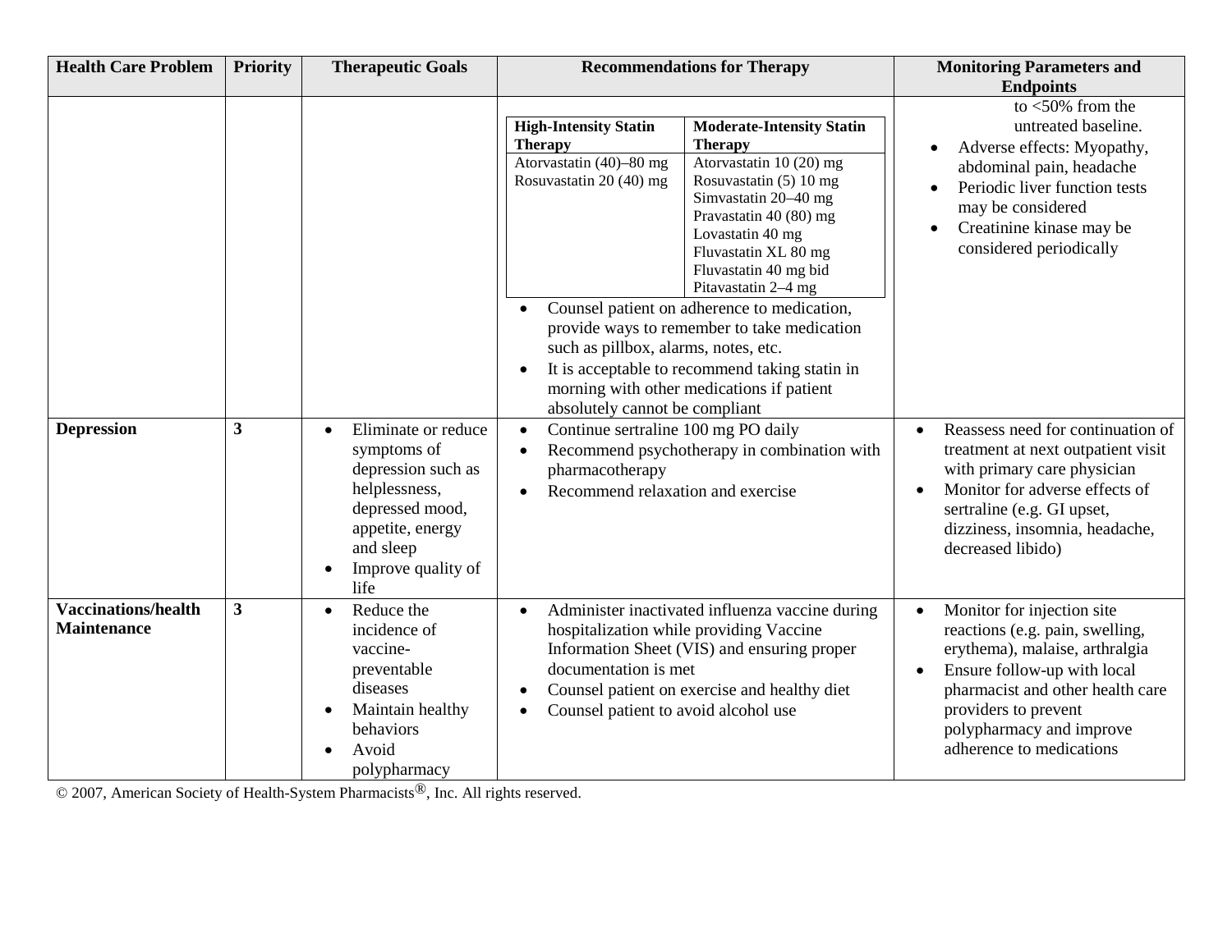| Health Care Problem | Priority | Therapeutic Goals | Recommendations for Therapy | Monitoring Parameters and Endpoints |
|---|---|---|---|---|
| | | | **High-Intensity Statin Therapy**: Atorvastatin (40)–80 mg; Rosuvastatin 20 (40) mg<br>**Moderate-Intensity Statin Therapy**: Atorvastatin 10 (20) mg; Rosuvastatin (5) 10 mg; Simvastatin 20–40 mg; Pravastatin 40 (80) mg; Lovastatin 40 mg; Fluvastatin XL 80 mg; Fluvastatin 40 mg bid; Pitavastatin 2–4 mg<br>• Counsel patient on adherence to medication, provide ways to remember to take medication such as pillbox, alarms, notes, etc.<br>• It is acceptable to recommend taking statin in morning with other medications if patient absolutely cannot be compliant | to <50% from the untreated baseline.<br>• Adverse effects: Myopathy, abdominal pain, headache<br>• Periodic liver function tests may be considered<br>• Creatinine kinase may be considered periodically |
| **Depression** | **3** | • Eliminate or reduce symptoms of depression such as helplessness, depressed mood, appetite, energy and sleep<br>• Improve quality of life | • Continue sertraline 100 mg PO daily<br>• Recommend psychotherapy in combination with pharmacotherapy<br>• Recommend relaxation and exercise | • Reassess need for continuation of treatment at next outpatient visit with primary care physician<br>• Monitor for adverse effects of sertraline (e.g. GI upset, dizziness, insomnia, headache, decreased libido) |
| **Vaccinations/health Maintenance** | **3** | • Reduce the incidence of vaccine-preventable diseases<br>• Maintain healthy behaviors<br>• Avoid polypharmacy | • Administer inactivated influenza vaccine during hospitalization while providing Vaccine Information Sheet (VIS) and ensuring proper documentation is met<br>• Counsel patient on exercise and healthy diet<br>• Counsel patient to avoid alcohol use | • Monitor for injection site reactions (e.g. pain, swelling, erythema), malaise, arthralgia<br>• Ensure follow-up with local pharmacist and other health care providers to prevent polypharmacy and improve adherence to medications |

© 2007, American Society of Health-System Pharmacists®, Inc. All rights reserved.